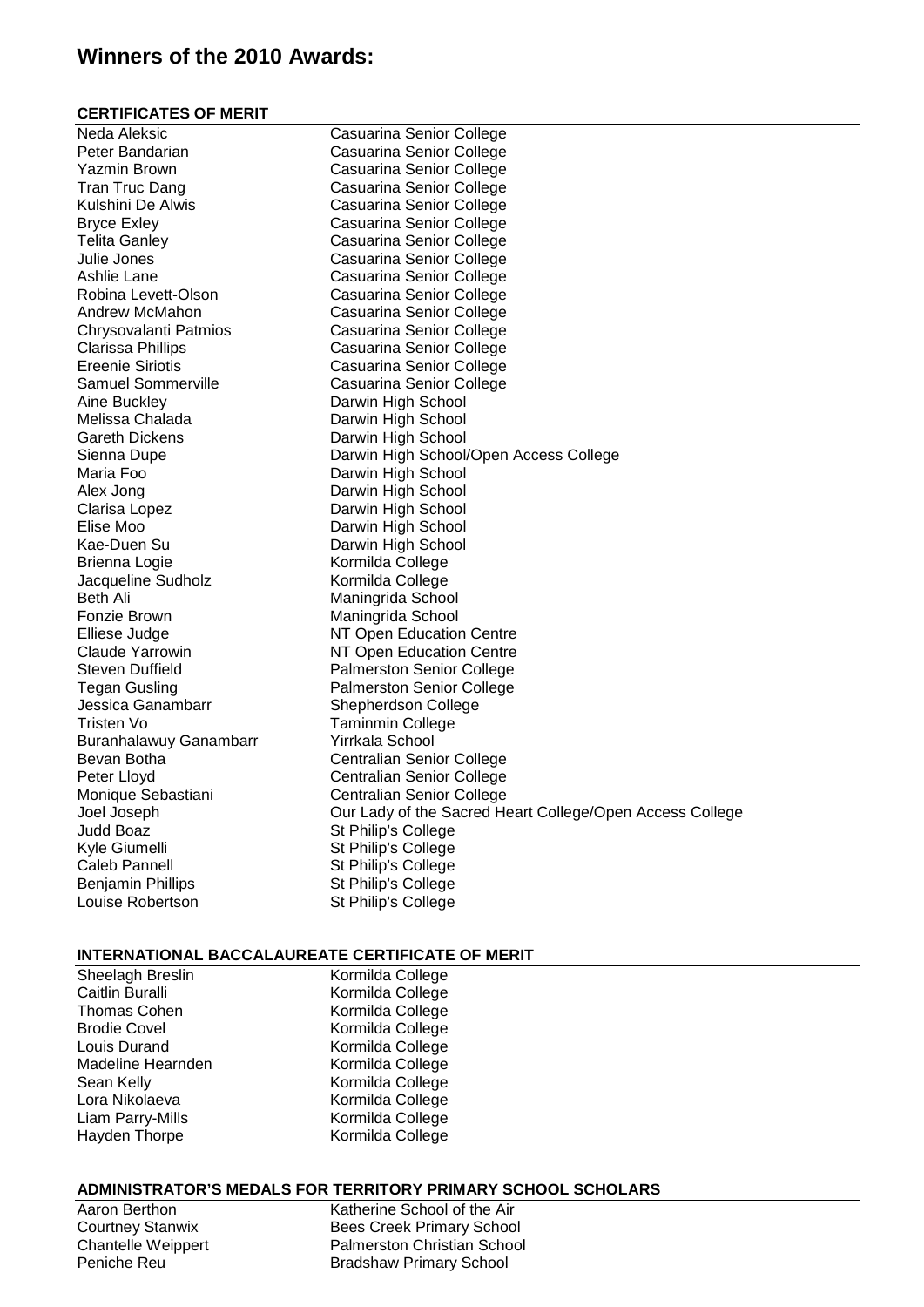# Winners of the 2010 Awards:

## CERTIFICATES OF MERIT

| | |
|---|---|
| Neda Aleksic | Casuarina Senior College |
| Peter Bandarian | Casuarina Senior College |
| Yazmin Brown | Casuarina Senior College |
| Tran Truc Dang | Casuarina Senior College |
| Kulshini De Alwis | Casuarina Senior College |
| Bryce Exley | Casuarina Senior College |
| Telita Ganley | Casuarina Senior College |
| Julie Jones | Casuarina Senior College |
| Ashlie Lane | Casuarina Senior College |
| Robina Levett-Olson | Casuarina Senior College |
| Andrew McMahon | Casuarina Senior College |
| Chrysovalanti Patmios | Casuarina Senior College |
| Clarissa Phillips | Casuarina Senior College |
| Ereenie Siriotis | Casuarina Senior College |
| Samuel Sommerville | Casuarina Senior College |
| Aine Buckley | Darwin High School |
| Melissa Chalada | Darwin High School |
| Gareth Dickens | Darwin High School |
| Sienna Dupe | Darwin High School/Open Access College |
| Maria Foo | Darwin High School |
| Alex Jong | Darwin High School |
| Clarisa Lopez | Darwin High School |
| Elise Moo | Darwin High School |
| Kae-Duen Su | Darwin High School |
| Brienna Logie | Kormilda College |
| Jacqueline Sudholz | Kormilda College |
| Beth Ali | Maningrida School |
| Fonzie Brown | Maningrida School |
| Elliese Judge | NT Open Education Centre |
| Claude Yarrowin | NT Open Education Centre |
| Steven Duffield | Palmerston Senior College |
| Tegan Gusling | Palmerston Senior College |
| Jessica Ganambarr | Shepherdson College |
| Tristen Vo | Taminmin College |
| Buranhalawuy Ganambarr | Yirrkala School |
| Bevan Botha | Centralian Senior College |
| Peter Lloyd | Centralian Senior College |
| Monique Sebastiani | Centralian Senior College |
| Joel Joseph | Our Lady of the Sacred Heart College/Open Access College |
| Judd Boaz | St Philip's College |
| Kyle Giumelli | St Philip's College |
| Caleb Pannell | St Philip's College |
| Benjamin Phillips | St Philip's College |
| Louise Robertson | St Philip's College |

## INTERNATIONAL BACCALAUREATE CERTIFICATE OF MERIT

| | |
|---|---|
| Sheelagh Breslin | Kormilda College |
| Caitlin Buralli | Kormilda College |
| Thomas Cohen | Kormilda College |
| Brodie Covel | Kormilda College |
| Louis Durand | Kormilda College |
| Madeline Hearnden | Kormilda College |
| Sean Kelly | Kormilda College |
| Lora Nikolaeva | Kormilda College |
| Liam Parry-Mills | Kormilda College |
| Hayden Thorpe | Kormilda College |

## ADMINISTRATOR'S MEDALS FOR TERRITORY PRIMARY SCHOOL SCHOLARS

| | |
|---|---|
| Aaron Berthon | Katherine School of the Air |
| Courtney Stanwix | Bees Creek Primary School |
| Chantelle Weippert | Palmerston Christian School |
| Peniche Reu | Bradshaw Primary School |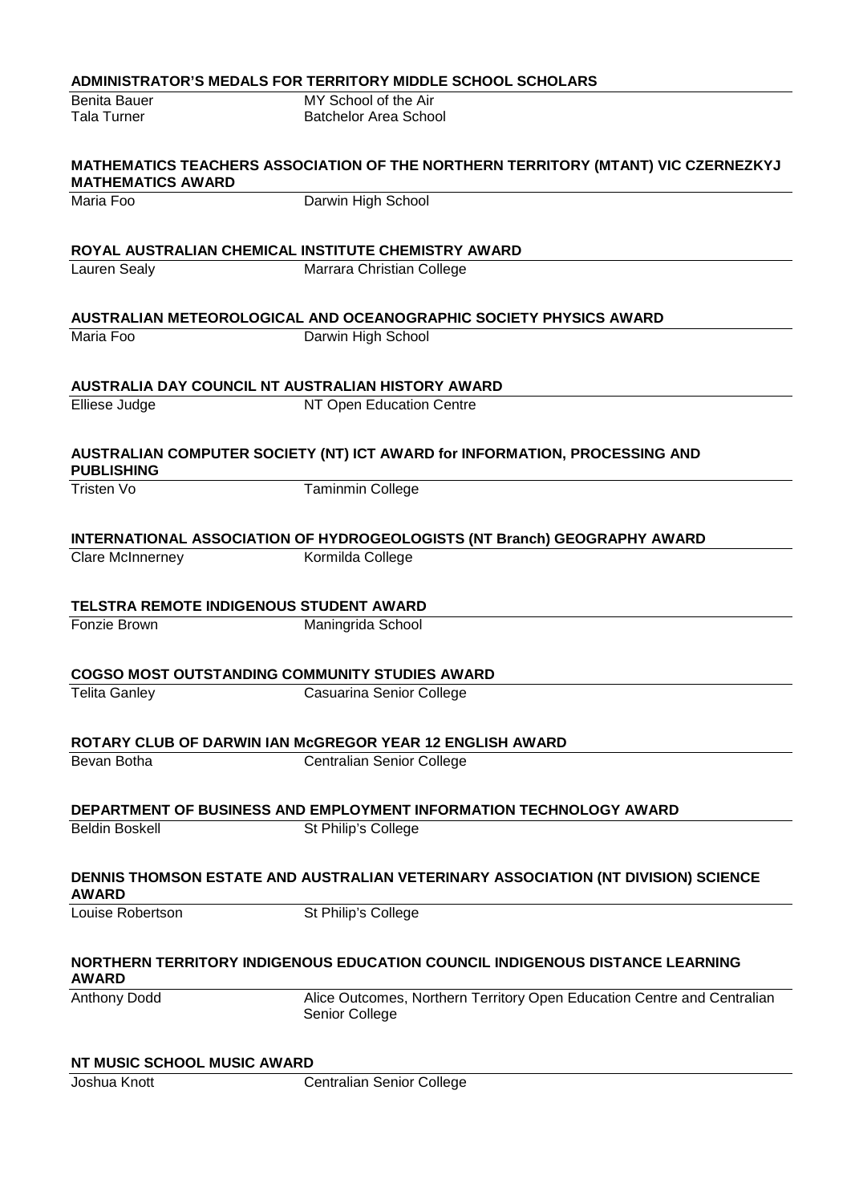**ADMINISTRATOR'S MEDALS FOR TERRITORY MIDDLE SCHOOL SCHOLARS**

| | |
|---|---|
| Benita Bauer | MY School of the Air |
| Tala Turner | Batchelor Area School |

**MATHEMATICS TEACHERS ASSOCIATION OF THE NORTHERN TERRITORY (MTANT) VIC CZERNEZKYJ MATHEMATICS AWARD**

| | |
|---|---|
| Maria Foo | Darwin High School |

**ROYAL AUSTRALIAN CHEMICAL INSTITUTE CHEMISTRY AWARD**

| | |
|---|---|
| Lauren Sealy | Marrara Christian College |

**AUSTRALIAN METEOROLOGICAL AND OCEANOGRAPHIC SOCIETY PHYSICS AWARD**

| | |
|---|---|
| Maria Foo | Darwin High School |

**AUSTRALIA DAY COUNCIL NT AUSTRALIAN HISTORY AWARD**

| | |
|---|---|
| Elliese Judge | NT Open Education Centre |

**AUSTRALIAN COMPUTER SOCIETY (NT) ICT AWARD for INFORMATION, PROCESSING AND PUBLISHING**

| | |
|---|---|
| Tristen Vo | Taminmin College |

**INTERNATIONAL ASSOCIATION OF HYDROGEOLOGISTS (NT Branch) GEOGRAPHY AWARD**

| | |
|---|---|
| Clare McInnerney | Kormilda College |

**TELSTRA REMOTE INDIGENOUS STUDENT AWARD**

| | |
|---|---|
| Fonzie Brown | Maningrida School |

**COGSO MOST OUTSTANDING COMMUNITY STUDIES AWARD**

| | |
|---|---|
| Telita Ganley | Casuarina Senior College |

**ROTARY CLUB OF DARWIN IAN McGREGOR YEAR 12 ENGLISH AWARD**

| | |
|---|---|
| Bevan Botha | Centralian Senior College |

**DEPARTMENT OF BUSINESS AND EMPLOYMENT INFORMATION TECHNOLOGY AWARD**

| | |
|---|---|
| Beldin Boskell | St Philip's College |

**DENNIS THOMSON ESTATE AND AUSTRALIAN VETERINARY ASSOCIATION (NT DIVISION) SCIENCE AWARD**

| | |
|---|---|
| Louise Robertson | St Philip's College |

**NORTHERN TERRITORY INDIGENOUS EDUCATION COUNCIL INDIGENOUS DISTANCE LEARNING AWARD**

| | |
|---|---|
| Anthony Dodd | Alice Outcomes, Northern Territory Open Education Centre and Centralian Senior College |

**NT MUSIC SCHOOL MUSIC AWARD**

| | |
|---|---|
| Joshua Knott | Centralian Senior College |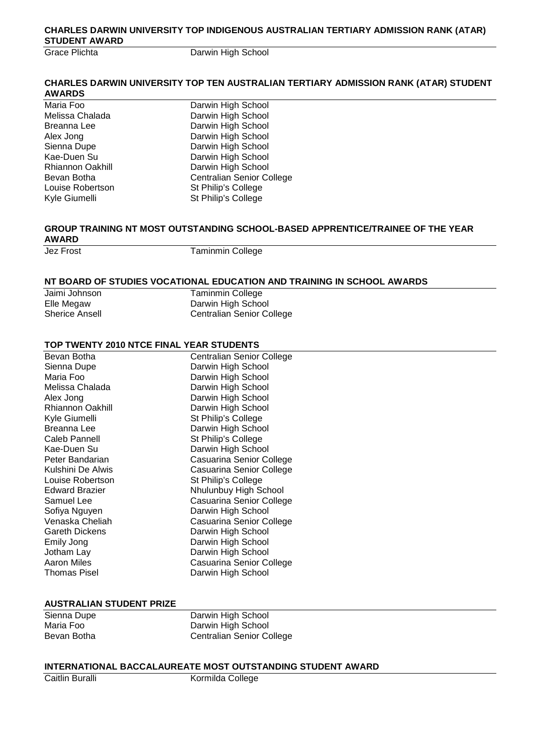### CHARLES DARWIN UNIVERSITY TOP INDIGENOUS AUSTRALIAN TERTIARY ADMISSION RANK (ATAR) STUDENT AWARD

| | |
|---|---|
| Grace Plichta | Darwin High School |

### CHARLES DARWIN UNIVERSITY TOP TEN AUSTRALIAN TERTIARY ADMISSION RANK (ATAR) STUDENT AWARDS

| | |
|---|---|
| Maria Foo | Darwin High School |
| Melissa Chalada | Darwin High School |
| Breanna Lee | Darwin High School |
| Alex Jong | Darwin High School |
| Sienna Dupe | Darwin High School |
| Kae-Duen Su | Darwin High School |
| Rhiannon Oakhill | Darwin High School |
| Bevan Botha | Centralian Senior College |
| Louise Robertson | St Philip's College |
| Kyle Giumelli | St Philip's College |

### GROUP TRAINING NT MOST OUTSTANDING SCHOOL-BASED APPRENTICE/TRAINEE OF THE YEAR AWARD

| | |
|---|---|
| Jez Frost | Taminmin College |

### NT BOARD OF STUDIES VOCATIONAL EDUCATION AND TRAINING IN SCHOOL AWARDS

| | |
|---|---|
| Jaimi Johnson | Taminmin College |
| Elle Megaw | Darwin High School |
| Sherice Ansell | Centralian Senior College |

### TOP TWENTY 2010 NTCE FINAL YEAR STUDENTS

| | |
|---|---|
| Bevan Botha | Centralian Senior College |
| Sienna Dupe | Darwin High School |
| Maria Foo | Darwin High School |
| Melissa Chalada | Darwin High School |
| Alex Jong | Darwin High School |
| Rhiannon Oakhill | Darwin High School |
| Kyle Giumelli | St Philip's College |
| Breanna Lee | Darwin High School |
| Caleb Pannell | St Philip's College |
| Kae-Duen Su | Darwin High School |
| Peter Bandarian | Casuarina Senior College |
| Kulshini De Alwis | Casuarina Senior College |
| Louise Robertson | St Philip's College |
| Edward Brazier | Nhulunbuy High School |
| Samuel Lee | Casuarina Senior College |
| Sofiya Nguyen | Darwin High School |
| Venaska Cheliah | Casuarina Senior College |
| Gareth Dickens | Darwin High School |
| Emily Jong | Darwin High School |
| Jotham Lay | Darwin High School |
| Aaron Miles | Casuarina Senior College |
| Thomas Pisel | Darwin High School |

### AUSTRALIAN STUDENT PRIZE

| | |
|---|---|
| Sienna Dupe | Darwin High School |
| Maria Foo | Darwin High School |
| Bevan Botha | Centralian Senior College |

### INTERNATIONAL BACCALAUREATE MOST OUTSTANDING STUDENT AWARD

| | |
|---|---|
| Caitlin Buralli | Kormilda College |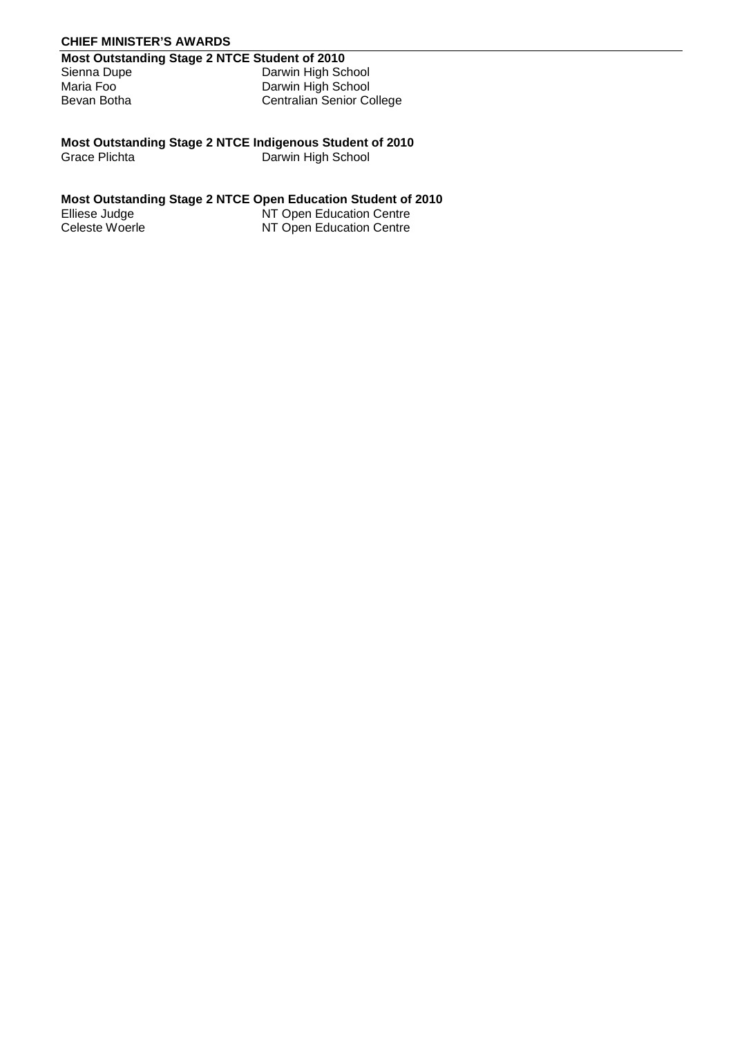## CHIEF MINISTER'S AWARDS

### Most Outstanding Stage 2 NTCE Student of 2010

| | |
|---|---|
| Sienna Dupe | Darwin High School |
| Maria Foo | Darwin High School |
| Bevan Botha | Centralian Senior College |

### Most Outstanding Stage 2 NTCE Indigenous Student of 2010

| | |
|---|---|
| Grace Plichta | Darwin High School |

### Most Outstanding Stage 2 NTCE Open Education Student of 2010

| | |
|---|---|
| Elliese Judge | NT Open Education Centre |
| Celeste Woerle | NT Open Education Centre |